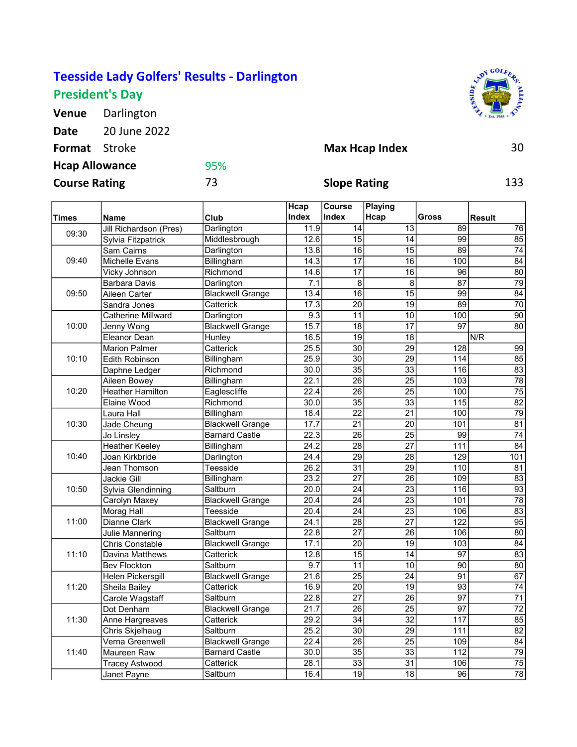# Teesside Lady Golfers' Results - Darlington

## President's Day

**Venue** Darlington

**Date** 20 June 2022

**Format** Stroke

**Max Hcap Index** 30

**Hcap Allowance** 95%

**Course Rating** 73

**Slope Rating** 133

| Times | Name | Club | Hcap Index | Course Index | Playing Hcap | Gross | Result |
|---|---|---|---|---|---|---|---|
| 09:30 | Jill Richardson (Pres) | Darlington | 11.9 | 14 | 13 | 89 | 76 |
| | Sylvia Fitzpatrick | Middlesbrough | 12.6 | 15 | 14 | 99 | 85 |
| 09:40 | Sam Cairns | Darlington | 13.8 | 16 | 15 | 89 | 74 |
| | Michelle Evans | Billingham | 14.3 | 17 | 16 | 100 | 84 |
| | Vicky Johnson | Richmond | 14.6 | 17 | 16 | 96 | 80 |
| 09:50 | Barbara Davis | Darlington | 7.1 | 8 | 8 | 87 | 79 |
| | Aileen Carter | Blackwell Grange | 13.4 | 16 | 15 | 99 | 84 |
| | Sandra Jones | Catterick | 17.3 | 20 | 19 | 89 | 70 |
| 10:00 | Catherine Millward | Darlington | 9.3 | 11 | 10 | 100 | 90 |
| | Jenny Wong | Blackwell Grange | 15.7 | 18 | 17 | 97 | 80 |
| | Eleanor Dean | Hunley | 16.5 | 19 | 18 | | N/R |
| 10:10 | Marion Palmer | Catterick | 25.5 | 30 | 29 | 128 | 99 |
| | Edith Robinson | Billingham | 25.9 | 30 | 29 | 114 | 85 |
| | Daphne Ledger | Richmond | 30.0 | 35 | 33 | 116 | 83 |
| 10:20 | Aileen Bowey | Billingham | 22.1 | 26 | 25 | 103 | 78 |
| | Heather Hamilton | Eaglescliffe | 22.4 | 26 | 25 | 100 | 75 |
| | Elaine Wood | Richmond | 30.0 | 35 | 33 | 115 | 82 |
| 10:30 | Laura Hall | Billingham | 18.4 | 22 | 21 | 100 | 79 |
| | Jade Cheung | Blackwell Grange | 17.7 | 21 | 20 | 101 | 81 |
| | Jo Linsley | Barnard Castle | 22.3 | 26 | 25 | 99 | 74 |
| 10:40 | Heather Keeley | Billingham | 24.2 | 28 | 27 | 111 | 84 |
| | Joan Kirkbride | Darlington | 24.4 | 29 | 28 | 129 | 101 |
| | Jean Thomson | Teesside | 26.2 | 31 | 29 | 110 | 81 |
| 10:50 | Jackie Gill | Billingham | 23.2 | 27 | 26 | 109 | 83 |
| | Sylvia Glendinning | Saltburn | 20.0 | 24 | 23 | 116 | 93 |
| | Carolyn Maxey | Blackwell Grange | 20.4 | 24 | 23 | 101 | 78 |
| 11:00 | Morag Hall | Teesside | 20.4 | 24 | 23 | 106 | 83 |
| | Dianne Clark | Blackwell Grange | 24.1 | 28 | 27 | 122 | 95 |
| | Julie Mannering | Saltburn | 22.8 | 27 | 26 | 106 | 80 |
| 11:10 | Chris Constable | Blackwell Grange | 17.1 | 20 | 19 | 103 | 84 |
| | Davina Matthews | Catterick | 12.8 | 15 | 14 | 97 | 83 |
| | Bev Flockton | Saltburn | 9.7 | 11 | 10 | 90 | 80 |
| 11:20 | Helen Pickersgill | Blackwell Grange | 21.6 | 25 | 24 | 91 | 67 |
| | Sheila Bailey | Catterick | 16.9 | 20 | 19 | 93 | 74 |
| | Carole Wagstaff | Saltburn | 22.8 | 27 | 26 | 97 | 71 |
| 11:30 | Dot Denham | Blackwell Grange | 21.7 | 26 | 25 | 97 | 72 |
| | Anne Hargreaves | Catterick | 29.2 | 34 | 32 | 117 | 85 |
| | Chris Skjelhaug | Saltburn | 25.2 | 30 | 29 | 111 | 82 |
| 11:40 | Verna Greenwell | Blackwell Grange | 22.4 | 26 | 25 | 109 | 84 |
| | Maureen Raw | Barnard Castle | 30.0 | 35 | 33 | 112 | 79 |
| | Tracey Astwood | Catterick | 28.1 | 33 | 31 | 106 | 75 |
| | Janet Payne | Saltburn | 16.4 | 19 | 18 | 96 | 78 |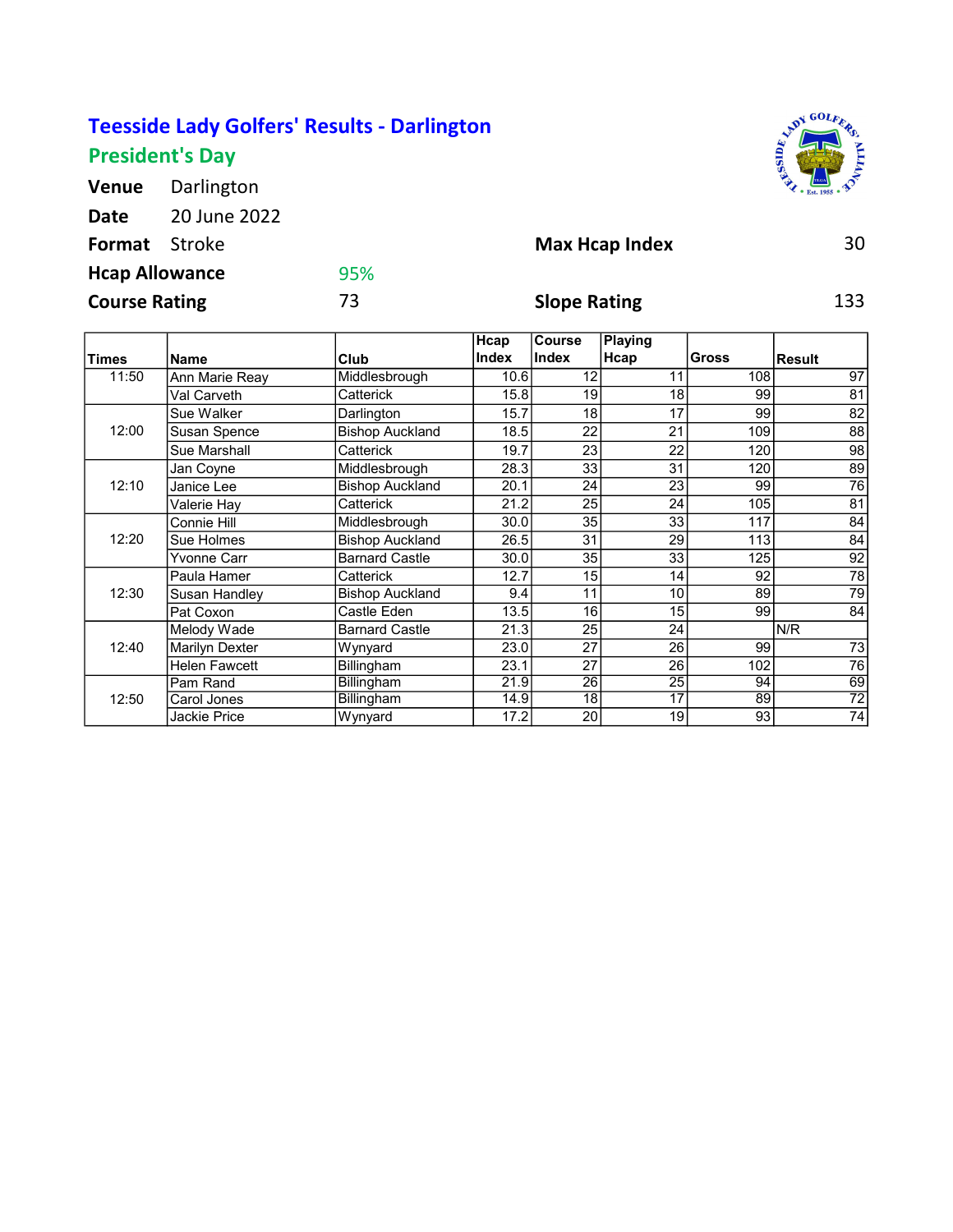# Teesside Lady Golfers' Results - Darlington

## President's Day

**Venue** Darlington

**Date** 20 June 2022

**Format** Stroke

**Max Hcap Index** 30

**Hcap Allowance** 95%

**Course Rating** 73

**Slope Rating** 133

| Times | Name | Club | Hcap Index | Course Index | Playing Hcap | Gross | Result |
|---|---|---|---|---|---|---|---|
| 11:50 | Ann Marie Reay | Middlesbrough | 10.6 | 12 | 11 | 108 | 97 |
| | Val Carveth | Catterick | 15.8 | 19 | 18 | 99 | 81 |
| 12:00 | Sue Walker | Darlington | 15.7 | 18 | 17 | 99 | 82 |
| | Susan Spence | Bishop Auckland | 18.5 | 22 | 21 | 109 | 88 |
| | Sue Marshall | Catterick | 19.7 | 23 | 22 | 120 | 98 |
| 12:10 | Jan Coyne | Middlesbrough | 28.3 | 33 | 31 | 120 | 89 |
| | Janice Lee | Bishop Auckland | 20.1 | 24 | 23 | 99 | 76 |
| | Valerie Hay | Catterick | 21.2 | 25 | 24 | 105 | 81 |
| 12:20 | Connie Hill | Middlesbrough | 30.0 | 35 | 33 | 117 | 84 |
| | Sue Holmes | Bishop Auckland | 26.5 | 31 | 29 | 113 | 84 |
| | Yvonne Carr | Barnard Castle | 30.0 | 35 | 33 | 125 | 92 |
| 12:30 | Paula Hamer | Catterick | 12.7 | 15 | 14 | 92 | 78 |
| | Susan Handley | Bishop Auckland | 9.4 | 11 | 10 | 89 | 79 |
| | Pat Coxon | Castle Eden | 13.5 | 16 | 15 | 99 | 84 |
| 12:40 | Melody Wade | Barnard Castle | 21.3 | 25 | 24 | | N/R |
| | Marilyn Dexter | Wynyard | 23.0 | 27 | 26 | 99 | 73 |
| | Helen Fawcett | Billingham | 23.1 | 27 | 26 | 102 | 76 |
| 12:50 | Pam Rand | Billingham | 21.9 | 26 | 25 | 94 | 69 |
| | Carol Jones | Billingham | 14.9 | 18 | 17 | 89 | 72 |
| | Jackie Price | Wynyard | 17.2 | 20 | 19 | 93 | 74 |